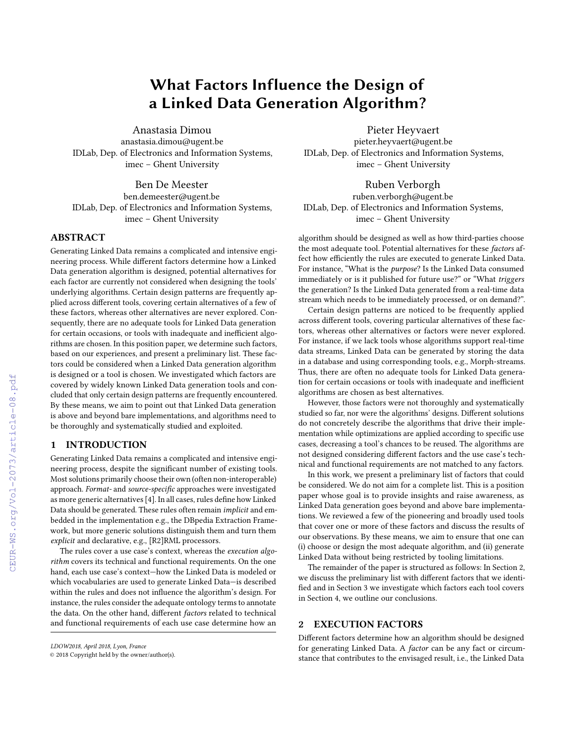# What Factors Influence the Design of a Linked Data Generation Algorithm?

Anastasia Dimou
anastasia.dimou@ugent.be
IDLab, Dep. of Electronics and Information Systems, imec – Ghent University

Pieter Heyvaert
pieter.heyvaert@ugent.be
IDLab, Dep. of Electronics and Information Systems, imec – Ghent University

Ben De Meester
ben.demeester@ugent.be
IDLab, Dep. of Electronics and Information Systems, imec – Ghent University

Ruben Verborgh
ruben.verborgh@ugent.be
IDLab, Dep. of Electronics and Information Systems, imec – Ghent University

## ABSTRACT

Generating Linked Data remains a complicated and intensive engineering process. While different factors determine how a Linked Data generation algorithm is designed, potential alternatives for each factor are currently not considered when designing the tools' underlying algorithms. Certain design patterns are frequently applied across different tools, covering certain alternatives of a few of these factors, whereas other alternatives are never explored. Consequently, there are no adequate tools for Linked Data generation for certain occasions, or tools with inadequate and inefficient algorithms are chosen. In this position paper, we determine such factors, based on our experiences, and present a preliminary list. These factors could be considered when a Linked Data generation algorithm is designed or a tool is chosen. We investigated which factors are covered by widely known Linked Data generation tools and concluded that only certain design patterns are frequently encountered. By these means, we aim to point out that Linked Data generation is above and beyond bare implementations, and algorithms need to be thoroughly and systematically studied and exploited.

## 1 INTRODUCTION

Generating Linked Data remains a complicated and intensive engineering process, despite the significant number of existing tools. Most solutions primarily choose their own (often non-interoperable) approach. *Format*- and *source-specific* approaches were investigated as more generic alternatives [4]. In all cases, rules define how Linked Data should be generated. These rules often remain *implicit* and embedded in the implementation e.g., the DBpedia Extraction Framework, but more generic solutions distinguish them and turn them *explicit* and declarative, e.g., [R2]RML processors.

The rules cover a use case's context, whereas the *execution algorithm* covers its technical and functional requirements. On the one hand, each use case's context—how the Linked Data is modeled or which vocabularies are used to generate Linked Data—is described within the rules and does not influence the algorithm's design. For instance, the rules consider the adequate ontology terms to annotate the data. On the other hand, different *factors* related to technical and functional requirements of each use case determine how an algorithm should be designed as well as how third-parties choose the most adequate tool. Potential alternatives for these *factors* affect how efficiently the rules are executed to generate Linked Data. For instance, "What is the *purpose*? Is the Linked Data consumed immediately or is it published for future use?" or "What *triggers* the generation? Is the Linked Data generated from a real-time data stream which needs to be immediately processed, or on demand?".

Certain design patterns are noticed to be frequently applied across different tools, covering particular alternatives of these factors, whereas other alternatives or factors were never explored. For instance, if we lack tools whose algorithms support real-time data streams, Linked Data can be generated by storing the data in a database and using corresponding tools, e.g., Morph-streams. Thus, there are often no adequate tools for Linked Data generation for certain occasions or tools with inadequate and inefficient algorithms are chosen as best alternatives.

However, those factors were not thoroughly and systematically studied so far, nor were the algorithms' designs. Different solutions do not concretely describe the algorithms that drive their implementation while optimizations are applied according to specific use cases, decreasing a tool's chances to be reused. The algorithms are not designed considering different factors and the use case's technical and functional requirements are not matched to any factors.

In this work, we present a preliminary list of factors that could be considered. We do not aim for a complete list. This is a position paper whose goal is to provide insights and raise awareness, as Linked Data generation goes beyond and above bare implementations. We reviewed a few of the pioneering and broadly used tools that cover one or more of these factors and discuss the results of our observations. By these means, we aim to ensure that one can (i) choose or design the most adequate algorithm, and (ii) generate Linked Data without being restricted by tooling limitations.

The remainder of the paper is structured as follows: In Section 2, we discuss the preliminary list with different factors that we identified and in Section 3 we investigate which factors each tool covers in Section 4, we outline our conclusions.

## 2 EXECUTION FACTORS

Different factors determine how an algorithm should be designed for generating Linked Data. A *factor* can be any fact or circumstance that contributes to the envisaged result, i.e., the Linked Data

LDOW2018, April 2018, Lyon, France
© 2018 Copyright held by the owner/author(s).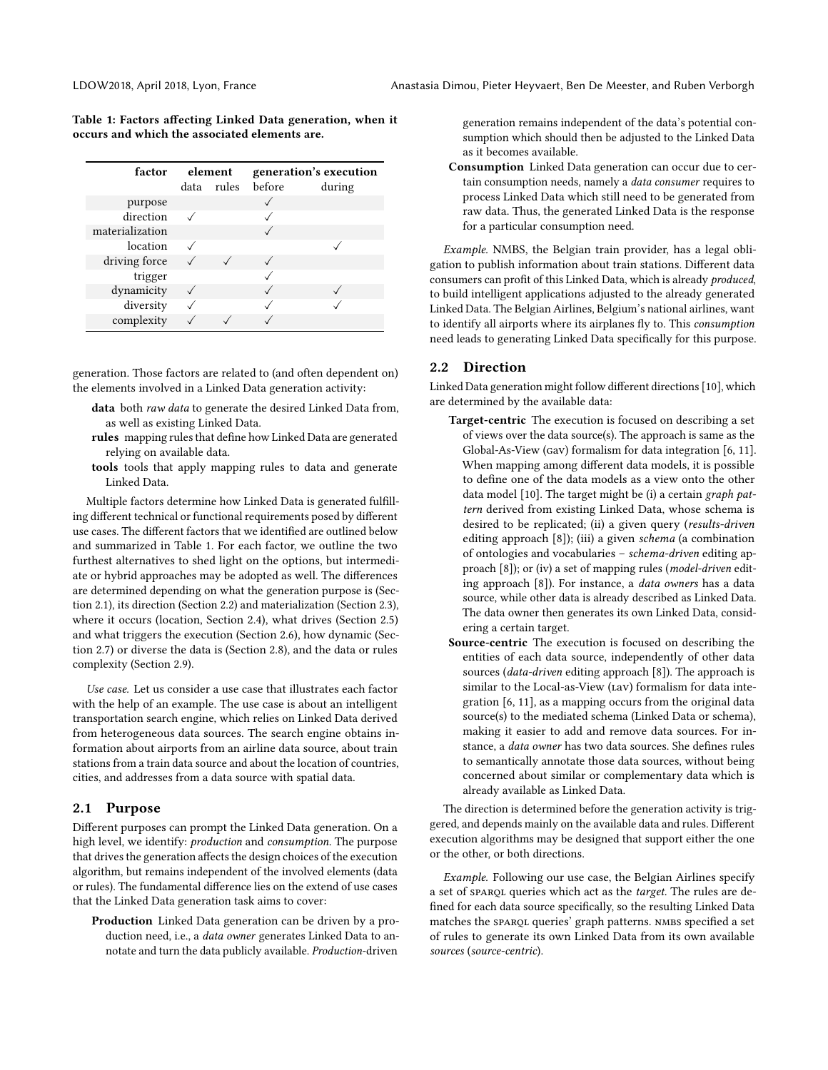Table 1: Factors affecting Linked Data generation, when it occurs and which the associated elements are.

| factor | element | | generation's execution | |
|---|---|---|---|---|
| | data | rules | before | during |
| purpose | | | ✓ | |
| direction | ✓ | | ✓ | |
| materialization | | | ✓ | |
| location | ✓ | | | ✓ |
| driving force | ✓ | ✓ | ✓ | |
| trigger | | | ✓ | |
| dynamicity | ✓ | | ✓ | ✓ |
| diversity | ✓ | | ✓ | ✓ |
| complexity | ✓ | ✓ | ✓ | |

generation. Those factors are related to (and often dependent on) the elements involved in a Linked Data generation activity:

- **data** both *raw data* to generate the desired Linked Data from, as well as existing Linked Data.
- **rules** mapping rules that define how Linked Data are generated relying on available data.
- **tools** tools that apply mapping rules to data and generate Linked Data.

Multiple factors determine how Linked Data is generated fulfilling different technical or functional requirements posed by different use cases. The different factors that we identified are outlined below and summarized in Table 1. For each factor, we outline the two furthest alternatives to shed light on the options, but intermediate or hybrid approaches may be adopted as well. The differences are determined depending on what the generation purpose is (Section 2.1), its direction (Section 2.2) and materialization (Section 2.3), where it occurs (location, Section 2.4), what drives (Section 2.5) and what triggers the execution (Section 2.6), how dynamic (Section 2.7) or diverse the data is (Section 2.8), and the data or rules complexity (Section 2.9).

*Use case.* Let us consider a use case that illustrates each factor with the help of an example. The use case is about an intelligent transportation search engine, which relies on Linked Data derived from heterogeneous data sources. The search engine obtains information about airports from an airline data source, about train stations from a train data source and about the location of countries, cities, and addresses from a data source with spatial data.

## 2.1 Purpose

Different purposes can prompt the Linked Data generation. On a high level, we identify: *production* and *consumption*. The purpose that drives the generation affects the design choices of the execution algorithm, but remains independent of the involved elements (data or rules). The fundamental difference lies on the extend of use cases that the Linked Data generation task aims to cover:

- **Production** Linked Data generation can be driven by a production need, i.e., a *data owner* generates Linked Data to annotate and turn the data publicly available. *Production*-driven generation remains independent of the data's potential consumption which should then be adjusted to the Linked Data as it becomes available.
- **Consumption** Linked Data generation can occur due to certain consumption needs, namely a *data consumer* requires to process Linked Data which still need to be generated from raw data. Thus, the generated Linked Data is the response for a particular consumption need.

*Example.* NMBS, the Belgian train provider, has a legal obligation to publish information about train stations. Different data consumers can profit of this Linked Data, which is already *produced*, to build intelligent applications adjusted to the already generated Linked Data. The Belgian Airlines, Belgium's national airlines, want to identify all airports where its airplanes fly to. This *consumption* need leads to generating Linked Data specifically for this purpose.

## 2.2 Direction

Linked Data generation might follow different directions [10], which are determined by the available data:

- **Target-centric** The execution is focused on describing a set of views over the data source(s). The approach is same as the Global-As-View (GAV) formalism for data integration [6, 11]. When mapping among different data models, it is possible to define one of the data models as a view onto the other data model [10]. The target might be (i) a certain *graph pattern* derived from existing Linked Data, whose schema is desired to be replicated; (ii) a given query (*results-driven* editing approach [8]); (iii) a given *schema* (a combination of ontologies and vocabularies – *schema-driven* editing approach [8]); or (iv) a set of mapping rules (*model-driven* editing approach [8]). For instance, a *data owners* has a data source, while other data is already described as Linked Data. The data owner then generates its own Linked Data, considering a certain target.
- **Source-centric** The execution is focused on describing the entities of each data source, independently of other data sources (*data-driven* editing approach [8]). The approach is similar to the Local-as-View (LAV) formalism for data integration [6, 11], as a mapping occurs from the original data source(s) to the mediated schema (Linked Data or schema), making it easier to add and remove data sources. For instance, a *data owner* has two data sources. She defines rules to semantically annotate those data sources, without being concerned about similar or complementary data which is already available as Linked Data.

The direction is determined before the generation activity is triggered, and depends mainly on the available data and rules. Different execution algorithms may be designed that support either the one or the other, or both directions.

*Example.* Following our use case, the Belgian Airlines specify a set of SPARQL queries which act as the *target*. The rules are defined for each data source specifically, so the resulting Linked Data matches the SPARQL queries' graph patterns. NMBS specified a set of rules to generate its own Linked Data from its own available *sources* (*source-centric*).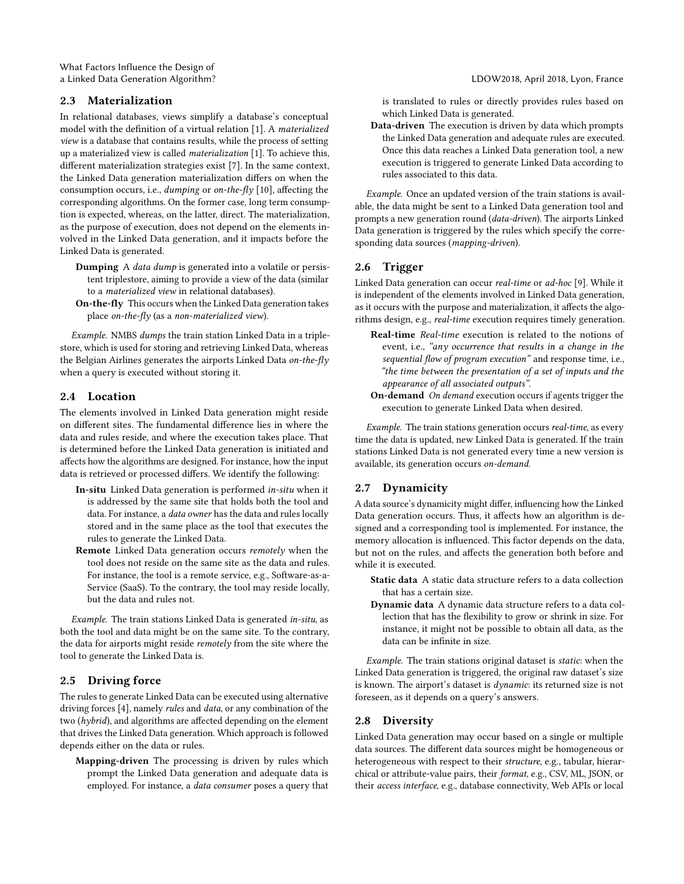## 2.3 Materialization

In relational databases, views simplify a database's conceptual model with the definition of a virtual relation [1]. A *materialized view* is a database that contains results, while the process of setting up a materialized view is called *materialization* [1]. To achieve this, different materialization strategies exist [7]. In the same context, the Linked Data generation materialization differs on when the consumption occurs, i.e., *dumping* or *on-the-fly* [10], affecting the corresponding algorithms. On the former case, long term consumption is expected, whereas, on the latter, direct. The materialization, as the purpose of execution, does not depend on the elements involved in the Linked Data generation, and it impacts before the Linked Data is generated.

- **Dumping** A *data dump* is generated into a volatile or persistent triplestore, aiming to provide a view of the data (similar to a *materialized view* in relational databases).
- **On-the-fly** This occurs when the Linked Data generation takes place *on-the-fly* (as a *non-materialized view*).

*Example.* NMBS *dumps* the train station Linked Data in a triplestore, which is used for storing and retrieving Linked Data, whereas the Belgian Airlines generates the airports Linked Data *on-the-fly* when a query is executed without storing it.

## 2.4 Location

The elements involved in Linked Data generation might reside on different sites. The fundamental difference lies in where the data and rules reside, and where the execution takes place. That is determined before the Linked Data generation is initiated and affects how the algorithms are designed. For instance, how the input data is retrieved or processed differs. We identify the following:

- **In-situ** Linked Data generation is performed *in-situ* when it is addressed by the same site that holds both the tool and data. For instance, a *data owner* has the data and rules locally stored and in the same place as the tool that executes the rules to generate the Linked Data.
- **Remote** Linked Data generation occurs *remotely* when the tool does not reside on the same site as the data and rules. For instance, the tool is a remote service, e.g., Software-as-a-Service (SaaS). To the contrary, the tool may reside locally, but the data and rules not.

*Example.* The train stations Linked Data is generated *in-situ*, as both the tool and data might be on the same site. To the contrary, the data for airports might reside *remotely* from the site where the tool to generate the Linked Data is.

## 2.5 Driving force

The rules to generate Linked Data can be executed using alternative driving forces [4], namely *rules* and *data*, or any combination of the two (*hybrid*), and algorithms are affected depending on the element that drives the Linked Data generation. Which approach is followed depends either on the data or rules.

- **Mapping-driven** The processing is driven by rules which prompt the Linked Data generation and adequate data is employed. For instance, a *data consumer* poses a query that is translated to rules or directly provides rules based on which Linked Data is generated.
- **Data-driven** The execution is driven by data which prompts the Linked Data generation and adequate rules are executed. Once this data reaches a Linked Data generation tool, a new execution is triggered to generate Linked Data according to rules associated to this data.

*Example.* Once an updated version of the train stations is available, the data might be sent to a Linked Data generation tool and prompts a new generation round (*data-driven*). The airports Linked Data generation is triggered by the rules which specify the corresponding data sources (*mapping-driven*).

## 2.6 Trigger

Linked Data generation can occur *real-time* or *ad-hoc* [9]. While it is independent of the elements involved in Linked Data generation, as it occurs with the purpose and materialization, it affects the algorithms design, e.g., *real-time* execution requires timely generation.

- **Real-time** *Real-time* execution is related to the notions of event, i.e., *"any occurrence that results in a change in the sequential flow of program execution"* and response time, i.e., *"the time between the presentation of a set of inputs and the appearance of all associated outputs"*.
- **On-demand** *On demand* execution occurs if agents trigger the execution to generate Linked Data when desired.

*Example.* The train stations generation occurs *real-time*, as every time the data is updated, new Linked Data is generated. If the train stations Linked Data is not generated every time a new version is available, its generation occurs *on-demand*.

## 2.7 Dynamicity

A data source's dynamicity might differ, influencing how the Linked Data generation occurs. Thus, it affects how an algorithm is designed and a corresponding tool is implemented. For instance, the memory allocation is influenced. This factor depends on the data, but not on the rules, and affects the generation both before and while it is executed.

- **Static data** A static data structure refers to a data collection that has a certain size.
- **Dynamic data** A dynamic data structure refers to a data collection that has the flexibility to grow or shrink in size. For instance, it might not be possible to obtain all data, as the data can be infinite in size.

*Example.* The train stations original dataset is *static*: when the Linked Data generation is triggered, the original raw dataset's size is known. The airport's dataset is *dynamic*: its returned size is not foreseen, as it depends on a query's answers.

## 2.8 Diversity

Linked Data generation may occur based on a single or multiple data sources. The different data sources might be homogeneous or heterogeneous with respect to their *structure*, e.g., tabular, hierarchical or attribute-value pairs, their *format*, e.g., CSV, ML, JSON, or their *access interface*, e.g., database connectivity, Web APIs or local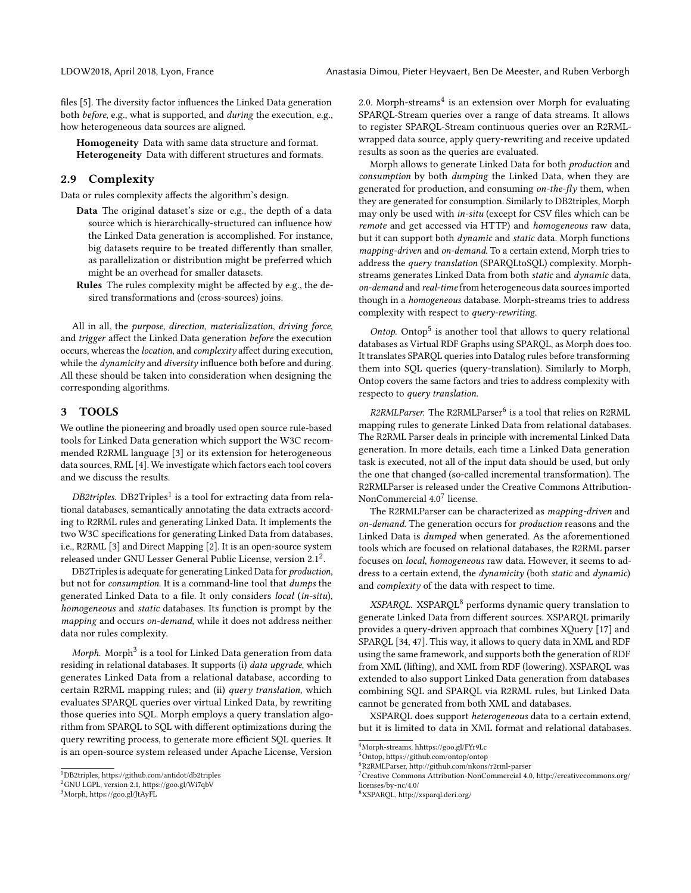files [5]. The diversity factor influences the Linked Data generation both *before*, e.g., what is supported, and *during* the execution, e.g., how heterogeneous data sources are aligned.

**Homogeneity** Data with same data structure and format.
**Heterogeneity** Data with different structures and formats.

## 2.9 Complexity

Data or rules complexity affects the algorithm's design.

**Data** The original dataset's size or e.g., the depth of a data source which is hierarchically-structured can influence how the Linked Data generation is accomplished. For instance, big datasets require to be treated differently than smaller, as parallelization or distribution might be preferred which might be an overhead for smaller datasets.

**Rules** The rules complexity might be affected by e.g., the desired transformations and (cross-sources) joins.

All in all, the *purpose*, *direction*, *materialization*, *driving force*, and *trigger* affect the Linked Data generation *before* the execution occurs, whereas the *location*, and *complexity* affect during execution, while the *dynamicity* and *diversity* influence both before and during. All these should be taken into consideration when designing the corresponding algorithms.

# 3 TOOLS

We outline the pioneering and broadly used open source rule-based tools for Linked Data generation which support the W3C recommended R2RML language [3] or its extension for heterogeneous data sources, RML [4]. We investigate which factors each tool covers and we discuss the results.

*DB2triples.* DB2Triples[1] is a tool for extracting data from relational databases, semantically annotating the data extracts according to R2RML rules and generating Linked Data. It implements the two W3C specifications for generating Linked Data from databases, i.e., R2RML [3] and Direct Mapping [2]. It is an open-source system released under GNU Lesser General Public License, version 2.1[2].

DB2Triples is adequate for generating Linked Data for *production*, but not for *consumption*. It is a command-line tool that *dumps* the generated Linked Data to a file. It only considers *local* (*in-situ*), *homogeneous* and *static* databases. Its function is prompt by the *mapping* and occurs *on-demand*, while it does not address neither data nor rules complexity.

*Morph.* Morph[3] is a tool for Linked Data generation from data residing in relational databases. It supports (i) *data upgrade*, which generates Linked Data from a relational database, according to certain R2RML mapping rules; and (ii) *query translation*, which evaluates SPARQL queries over virtual Linked Data, by rewriting those queries into SQL. Morph employs a query translation algorithm from SPARQL to SQL with different optimizations during the query rewriting process, to generate more efficient SQL queries. It is an open-source system released under Apache License, Version 2.0. Morph-streams[4] is an extension over Morph for evaluating SPARQL-Stream queries over a range of data streams. It allows to register SPARQL-Stream continuous queries over an R2RML-wrapped data source, apply query-rewriting and receive updated results as soon as the queries are evaluated.

Morph allows to generate Linked Data for both *production* and *consumption* by both *dumping* the Linked Data, when they are generated for production, and consuming *on-the-fly* them, when they are generated for consumption. Similarly to DB2triples, Morph may only be used with *in-situ* (except for CSV files which can be *remote* and get accessed via HTTP) and *homogeneous* raw data, but it can support both *dynamic* and *static* data. Morph functions *mapping-driven* and *on-demand*. To a certain extend, Morph tries to address the *query translation* (SPARQLtoSQL) complexity. Morph-streams generates Linked Data from both *static* and *dynamic* data, *on-demand* and *real-time* from heterogeneous data sources imported though in a *homogeneous* database. Morph-streams tries to address complexity with respect to *query-rewriting*.

*Ontop.* Ontop[5] is another tool that allows to query relational databases as Virtual RDF Graphs using SPARQL, as Morph does too. It translates SPARQL queries into Datalog rules before transforming them into SQL queries (query-translation). Similarly to Morph, Ontop covers the same factors and tries to address complexity with respecto to *query translation*.

*R2RMLParser.* The R2RMLParser[6] is a tool that relies on R2RML mapping rules to generate Linked Data from relational databases. The R2RML Parser deals in principle with incremental Linked Data generation. In more details, each time a Linked Data generation task is executed, not all of the input data should be used, but only the one that changed (so-called incremental transformation). The R2RMLParser is released under the Creative Commons Attribution-NonCommercial 4.0[7] license.

The R2RMLParser can be characterized as *mapping-driven* and *on-demand*. The generation occurs for *production* reasons and the Linked Data is *dumped* when generated. As the aforementioned tools which are focused on relational databases, the R2RML parser focuses on *local*, *homogeneous* raw data. However, it seems to address to a certain extend, the *dynamicity* (both *static* and *dynamic*) and *complexity* of the data with respect to time.

*XSPARQL.* XSPARQL[8] performs dynamic query translation to generate Linked Data from different sources. XSPARQL primarily provides a query-driven approach that combines XQuery [17] and SPARQL [34, 47]. This way, it allows to query data in XML and RDF using the same framework, and supports both the generation of RDF from XML (lifting), and XML from RDF (lowering). XSPARQL was extended to also support Linked Data generation from databases combining SQL and SPARQL via R2RML rules, but Linked Data cannot be generated from both XML and databases.

XSPARQL does support *heterogeneous* data to a certain extend, but it is limited to data in XML format and relational databases.

---

[1] DB2triples, https://github.com/antidot/db2triples
[2] GNU LGPL, version 2.1, https://goo.gl/Wi7qbV
[3] Morph, https://goo.gl/JtAyFL
[4] Morph-streams, hhttps://goo.gl/FYr9Lc
[5] Ontop, https://github.com/ontop/ontop
[6] R2RMLParser, http://github.com/nkons/r2rml-parser
[7] Creative Commons Attribution-NonCommercial 4.0, http://creativecommons.org/licenses/by-nc/4.0/
[8] XSPARQL, http://xsparql.deri.org/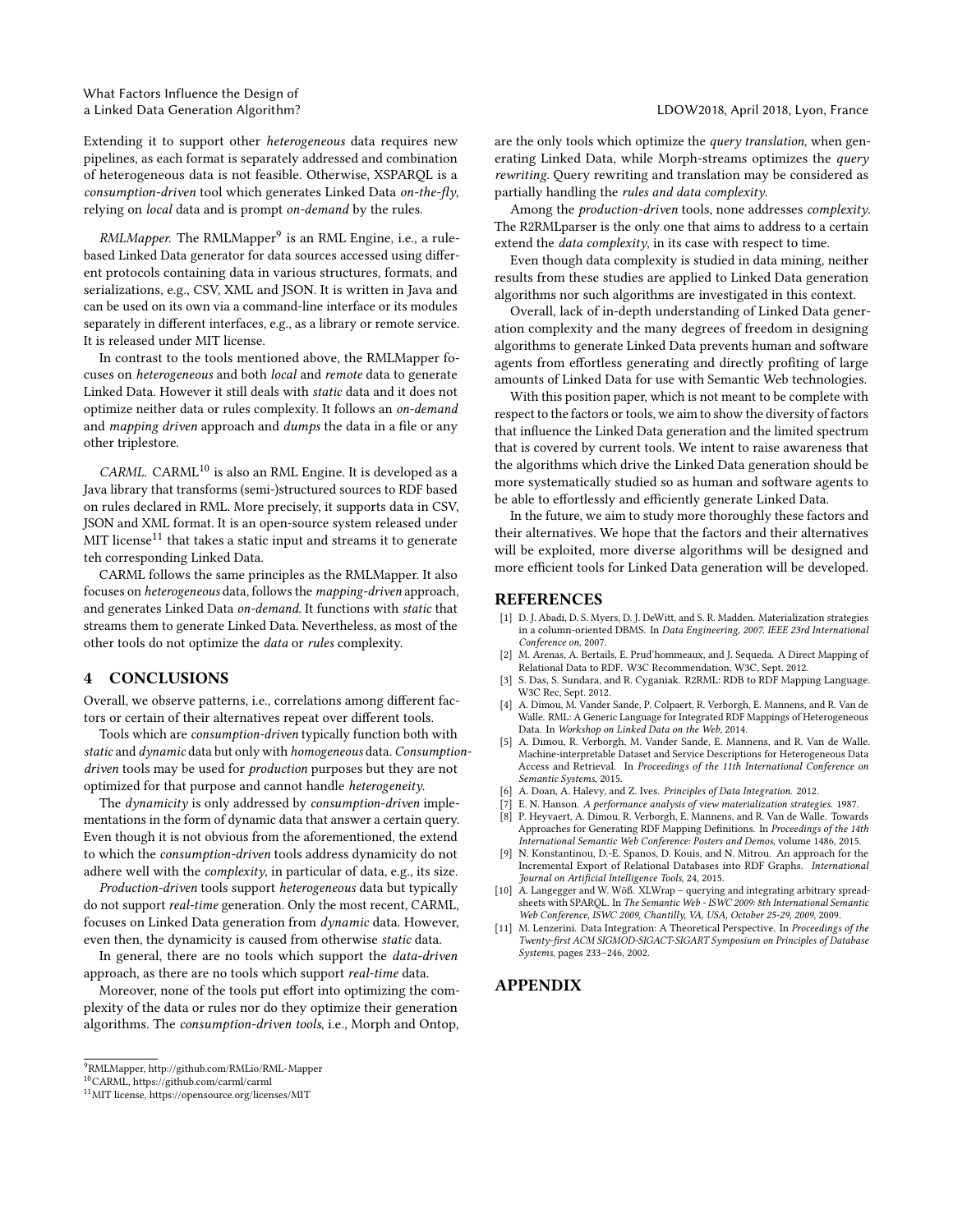Extending it to support other *heterogeneous* data requires new pipelines, as each format is separately addressed and combination of heterogeneous data is not feasible. Otherwise, XSPARQL is a *consumption-driven* tool which generates Linked Data *on-the-fly*, relying on *local* data and is prompt *on-demand* by the rules.

*RMLMapper.* The RMLMapper[9] is an RML Engine, i.e., a rule-based Linked Data generator for data sources accessed using different protocols containing data in various structures, formats, and serializations, e.g., CSV, XML and JSON. It is written in Java and can be used on its own via a command-line interface or its modules separately in different interfaces, e.g., as a library or remote service. It is released under MIT license.

In contrast to the tools mentioned above, the RMLMapper focuses on *heterogeneous* and both *local* and *remote* data to generate Linked Data. However it still deals with *static* data and it does not optimize neither data or rules complexity. It follows an *on-demand* and *mapping driven* approach and *dumps* the data in a file or any other triplestore.

*CARML.* CARML[10] is also an RML Engine. It is developed as a Java library that transforms (semi-)structured sources to RDF based on rules declared in RML. More precisely, it supports data in CSV, JSON and XML format. It is an open-source system released under MIT license[11] that takes a static input and streams it to generate teh corresponding Linked Data.

CARML follows the same principles as the RMLMapper. It also focuses on *heterogeneous* data, follows the *mapping-driven* approach, and generates Linked Data *on-demand*. It functions with *static* that streams them to generate Linked Data. Nevertheless, as most of the other tools do not optimize the *data* or *rules* complexity.

## 4 CONCLUSIONS

Overall, we observe patterns, i.e., correlations among different factors or certain of their alternatives repeat over different tools.

Tools which are *consumption-driven* typically function both with *static* and *dynamic* data but only with *homogeneous* data. *Consumption-driven* tools may be used for *production* purposes but they are not optimized for that purpose and cannot handle *heterogeneity*.

The *dynamicity* is only addressed by *consumption-driven* implementations in the form of dynamic data that answer a certain query. Even though it is not obvious from the aforementioned, the extend to which the *consumption-driven* tools address dynamicity do not adhere well with the *complexity*, in particular of data, e.g., its size.

*Production-driven* tools support *heterogeneous* data but typically do not support *real-time* generation. Only the most recent, CARML, focuses on Linked Data generation from *dynamic* data. However, even then, the dynamicity is caused from otherwise *static* data.

In general, there are no tools which support the *data-driven* approach, as there are no tools which support *real-time* data.

Moreover, none of the tools put effort into optimizing the complexity of the data or rules nor do they optimize their generation algorithms. The *consumption-driven tools*, i.e., Morph and Ontop, are the only tools which optimize the *query translation*, when generating Linked Data, while Morph-streams optimizes the *query rewriting*. Query rewriting and translation may be considered as partially handling the *rules and data complexity*.

Among the *production-driven* tools, none addresses *complexity*. The R2RMLparser is the only one that aims to address to a certain extend the *data complexity*, in its case with respect to time.

Even though data complexity is studied in data mining, neither results from these studies are applied to Linked Data generation algorithms nor such algorithms are investigated in this context.

Overall, lack of in-depth understanding of Linked Data generation complexity and the many degrees of freedom in designing algorithms to generate Linked Data prevents human and software agents from effortless generating and directly profiting of large amounts of Linked Data for use with Semantic Web technologies.

With this position paper, which is not meant to be complete with respect to the factors or tools, we aim to show the diversity of factors that influence the Linked Data generation and the limited spectrum that is covered by current tools. We intent to raise awareness that the algorithms which drive the Linked Data generation should be more systematically studied so as human and software agents to be able to effortlessly and efficiently generate Linked Data.

In the future, we aim to study more thoroughly these factors and their alternatives. We hope that the factors and their alternatives will be exploited, more diverse algorithms will be designed and more efficient tools for Linked Data generation will be developed.

## REFERENCES

[1] D. J. Abadi, D. S. Myers, D. J. DeWitt, and S. R. Madden. Materialization strategies in a column-oriented DBMS. In *Data Engineering, 2007. IEEE 23rd International Conference on*, 2007.

[2] M. Arenas, A. Bertails, E. Prud'hommeaux, and J. Sequeda. A Direct Mapping of Relational Data to RDF. W3C Recommendation, W3C, Sept. 2012.

[3] S. Das, S. Sundara, and R. Cyganiak. R2RML: RDB to RDF Mapping Language. W3C Rec, Sept. 2012.

[4] A. Dimou, M. Vander Sande, P. Colpaert, R. Verborgh, E. Mannens, and R. Van de Walle. RML: A Generic Language for Integrated RDF Mappings of Heterogeneous Data. In *Workshop on Linked Data on the Web*, 2014.

[5] A. Dimou, R. Verborgh, M. Vander Sande, E. Mannens, and R. Van de Walle. Machine-interpretable Dataset and Service Descriptions for Heterogeneous Data Access and Retrieval. In *Proceedings of the 11th International Conference on Semantic Systems*, 2015.

[6] A. Doan, A. Halevy, and Z. Ives. *Principles of Data Integration*. 2012.

[7] E. N. Hanson. *A performance analysis of view materialization strategies*. 1987.

[8] P. Heyvaert, A. Dimou, R. Verborgh, E. Mannens, and R. Van de Walle. Towards Approaches for Generating RDF Mapping Definitions. In *Proceedings of the 14th International Semantic Web Conference: Posters and Demos*, volume 1486, 2015.

[9] N. Konstantinou, D.-E. Spanos, D. Kouis, and N. Mitrou. An approach for the Incremental Export of Relational Databases into RDF Graphs. *International Journal on Artificial Intelligence Tools*, 24, 2015.

[10] A. Langegger and W. Wöß. XLWrap – querying and integrating arbitrary spreadsheets with SPARQL. In *The Semantic Web - ISWC 2009: 8th International Semantic Web Conference, ISWC 2009, Chantilly, VA, USA, October 25-29, 2009*, 2009.

[11] M. Lenzerini. Data Integration: A Theoretical Perspective. In *Proceedings of the Twenty-first ACM SIGMOD-SIGACT-SIGART Symposium on Principles of Database Systems*, pages 233–246, 2002.

## APPENDIX

[9] RMLMapper, http://github.com/RMLio/RML-Mapper

[10] CARML, https://github.com/carml/carml

[11] MIT license, https://opensource.org/licenses/MIT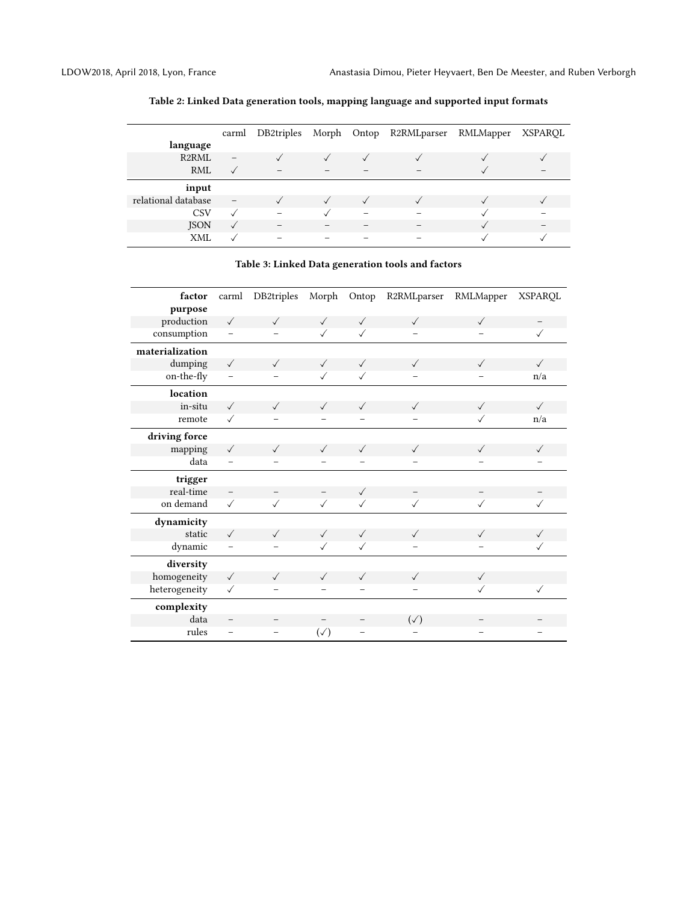**Table 2: Linked Data generation tools, mapping language and supported input formats**

| | carml | DB2triples | Morph | Ontop | R2RMLparser | RMLMapper | XSPARQL |
|---|---|---|---|---|---|---|---|
| **language** | | | | | | | |
| R2RML | – | ✓ | ✓ | ✓ | ✓ | ✓ | ✓ |
| RML | ✓ | – | – | – | – | ✓ | – |
| **input** | | | | | | | |
| relational database | – | ✓ | ✓ | ✓ | ✓ | ✓ | ✓ |
| CSV | ✓ | – | ✓ | – | – | ✓ | – |
| JSON | ✓ | – | – | – | – | ✓ | – |
| XML | ✓ | – | – | – | – | ✓ | ✓ |

**Table 3: Linked Data generation tools and factors**

| factor | carml | DB2triples | Morph | Ontop | R2RMLparser | RMLMapper | XSPARQL |
|---|---|---|---|---|---|---|---|
| **purpose** | | | | | | | |
| production | ✓ | ✓ | ✓ | ✓ | ✓ | ✓ | – |
| consumption | – | – | ✓ | ✓ | – | – | ✓ |
| **materialization** | | | | | | | |
| dumping | ✓ | ✓ | ✓ | ✓ | ✓ | ✓ | ✓ |
| on-the-fly | – | – | ✓ | ✓ | – | – | n/a |
| **location** | | | | | | | |
| in-situ | ✓ | ✓ | ✓ | ✓ | ✓ | ✓ | ✓ |
| remote | ✓ | – | – | – | – | ✓ | n/a |
| **driving force** | | | | | | | |
| mapping | ✓ | ✓ | ✓ | ✓ | ✓ | ✓ | ✓ |
| data | – | – | – | – | – | – | – |
| **trigger** | | | | | | | |
| real-time | – | – | – | ✓ | – | – | – |
| on demand | ✓ | ✓ | ✓ | ✓ | ✓ | ✓ | ✓ |
| **dynamicity** | | | | | | | |
| static | ✓ | ✓ | ✓ | ✓ | ✓ | ✓ | ✓ |
| dynamic | – | – | ✓ | ✓ | – | – | ✓ |
| **diversity** | | | | | | | |
| homogeneity | ✓ | ✓ | ✓ | ✓ | ✓ | ✓ | |
| heterogeneity | ✓ | – | – | – | – | ✓ | ✓ |
| **complexity** | | | | | | | |
| data | – | – | – | – | (✓) | – | – |
| rules | – | – | (✓) | – | – | – | – |